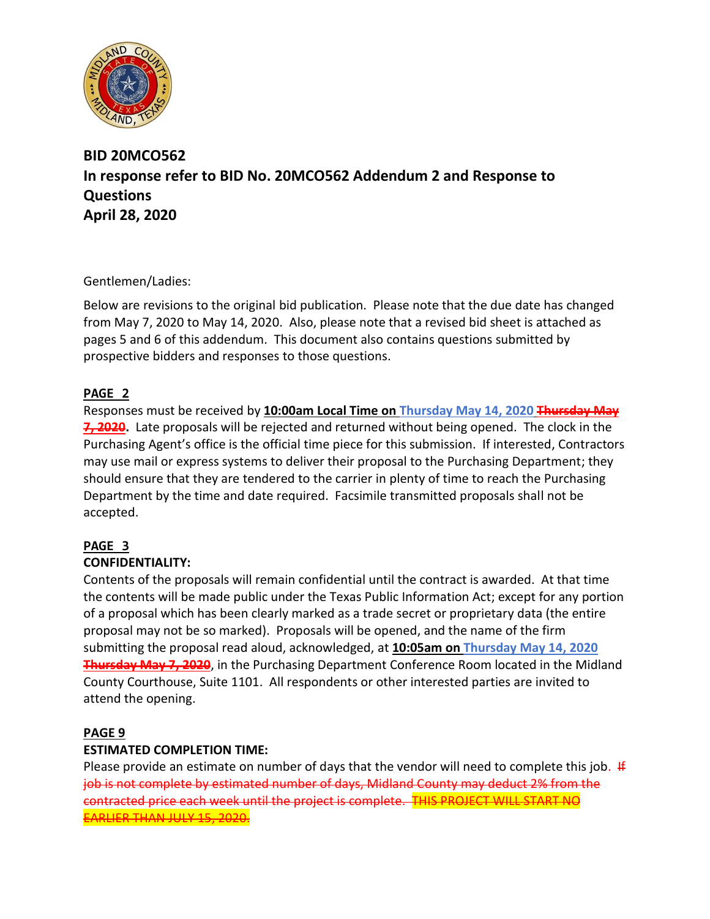**BID 20MCO562**
**In response refer to BID No. 20MCO562 Addendum 2 and Response to Questions**
**April 28, 2020**

Gentlemen/Ladies:

Below are revisions to the original bid publication. Please note that the due date has changed from May 7, 2020 to May 14, 2020. Also, please note that a revised bid sheet is attached as pages 5 and 6 of this addendum. This document also contains questions submitted by prospective bidders and responses to those questions.

**PAGE 2**

Responses must be received by **10:00am Local Time on** Thursday May 14, 2020 ~~**Thursday May 7, 2020**~~**.** Late proposals will be rejected and returned without being opened. The clock in the Purchasing Agent's office is the official time piece for this submission. If interested, Contractors may use mail or express systems to deliver their proposal to the Purchasing Department; they should ensure that they are tendered to the carrier in plenty of time to reach the Purchasing Department by the time and date required. Facsimile transmitted proposals shall not be accepted.

**PAGE 3**

**CONFIDENTIALITY:**

Contents of the proposals will remain confidential until the contract is awarded. At that time the contents will be made public under the Texas Public Information Act; except for any portion of a proposal which has been clearly marked as a trade secret or proprietary data (the entire proposal may not be so marked). Proposals will be opened, and the name of the firm submitting the proposal read aloud, acknowledged, at **10:05am on** Thursday May 14, 2020 ~~**Thursday May 7, 2020**~~, in the Purchasing Department Conference Room located in the Midland County Courthouse, Suite 1101. All respondents or other interested parties are invited to attend the opening.

**PAGE 9**

**ESTIMATED COMPLETION TIME:**

Please provide an estimate on number of days that the vendor will need to complete this job. ~~If job is not complete by estimated number of days, Midland County may deduct 2% from the contracted price each week until the project is complete. THIS PROJECT WILL START NO EARLIER THAN JULY 15, 2020.~~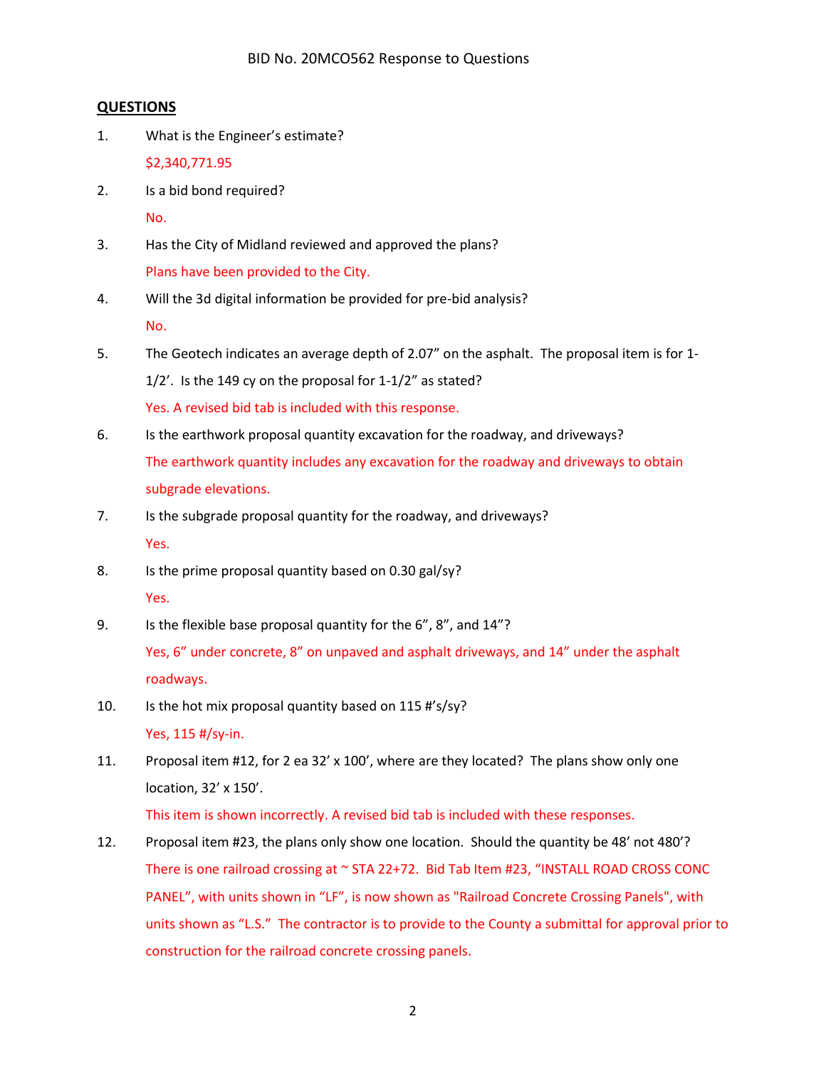BID No. 20MCO562 Response to Questions

## QUESTIONS

1. What is the Engineer's estimate?

   $2,340,771.95

2. Is a bid bond required?

   No.

3. Has the City of Midland reviewed and approved the plans?

   Plans have been provided to the City.

4. Will the 3d digital information be provided for pre-bid analysis?

   No.

5. The Geotech indicates an average depth of 2.07" on the asphalt. The proposal item is for 1-1/2'. Is the 149 cy on the proposal for 1-1/2" as stated?

   Yes. A revised bid tab is included with this response.

6. Is the earthwork proposal quantity excavation for the roadway, and driveways?

   The earthwork quantity includes any excavation for the roadway and driveways to obtain subgrade elevations.

7. Is the subgrade proposal quantity for the roadway, and driveways?

   Yes.

8. Is the prime proposal quantity based on 0.30 gal/sy?

   Yes.

9. Is the flexible base proposal quantity for the 6", 8", and 14"?

   Yes, 6" under concrete, 8" on unpaved and asphalt driveways, and 14" under the asphalt roadways.

10. Is the hot mix proposal quantity based on 115 #'s/sy?

    Yes, 115 #/sy-in.

11. Proposal item #12, for 2 ea 32' x 100', where are they located? The plans show only one location, 32' x 150'.

    This item is shown incorrectly. A revised bid tab is included with these responses.

12. Proposal item #23, the plans only show one location. Should the quantity be 48' not 480'?

    There is one railroad crossing at ~ STA 22+72. Bid Tab Item #23, "INSTALL ROAD CROSS CONC PANEL", with units shown in "LF", is now shown as "Railroad Concrete Crossing Panels", with units shown as "L.S." The contractor is to provide to the County a submittal for approval prior to construction for the railroad concrete crossing panels.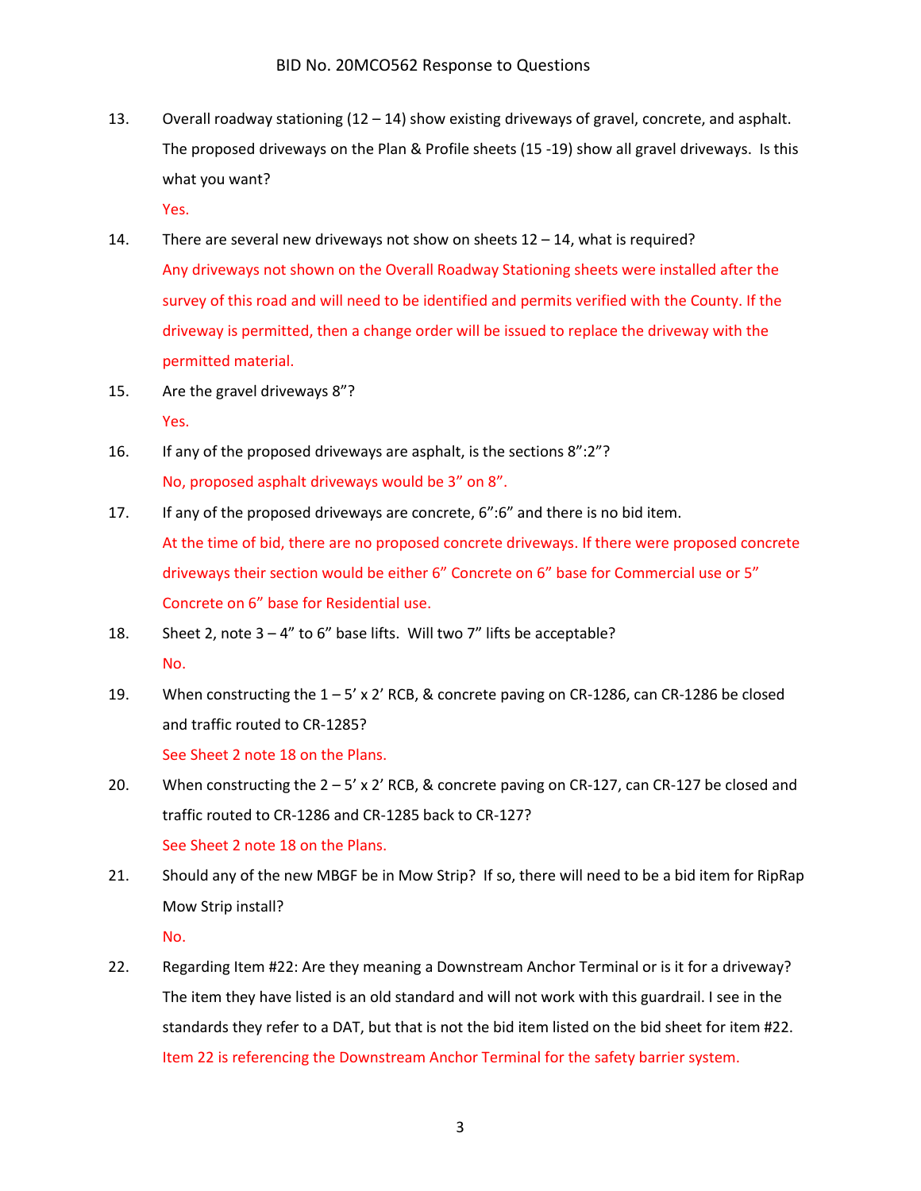13. Overall roadway stationing (12 – 14) show existing driveways of gravel, concrete, and asphalt. The proposed driveways on the Plan & Profile sheets (15 -19) show all gravel driveways. Is this what you want?

    Yes.

14. There are several new driveways not show on sheets 12 – 14, what is required?

    Any driveways not shown on the Overall Roadway Stationing sheets were installed after the survey of this road and will need to be identified and permits verified with the County. If the driveway is permitted, then a change order will be issued to replace the driveway with the permitted material.

15. Are the gravel driveways 8"?

    Yes.

16. If any of the proposed driveways are asphalt, is the sections 8":2"?

    No, proposed asphalt driveways would be 3" on 8".

17. If any of the proposed driveways are concrete, 6":6" and there is no bid item.

    At the time of bid, there are no proposed concrete driveways. If there were proposed concrete driveways their section would be either 6" Concrete on 6" base for Commercial use or 5" Concrete on 6" base for Residential use.

18. Sheet 2, note 3 – 4" to 6" base lifts. Will two 7" lifts be acceptable?

    No.

19. When constructing the 1 – 5' x 2' RCB, & concrete paving on CR-1286, can CR-1286 be closed and traffic routed to CR-1285?

    See Sheet 2 note 18 on the Plans.

20. When constructing the 2 – 5' x 2' RCB, & concrete paving on CR-127, can CR-127 be closed and traffic routed to CR-1286 and CR-1285 back to CR-127?

    See Sheet 2 note 18 on the Plans.

21. Should any of the new MBGF be in Mow Strip? If so, there will need to be a bid item for RipRap Mow Strip install?

    No.

22. Regarding Item #22: Are they meaning a Downstream Anchor Terminal or is it for a driveway? The item they have listed is an old standard and will not work with this guardrail. I see in the standards they refer to a DAT, but that is not the bid item listed on the bid sheet for item #22.

    Item 22 is referencing the Downstream Anchor Terminal for the safety barrier system.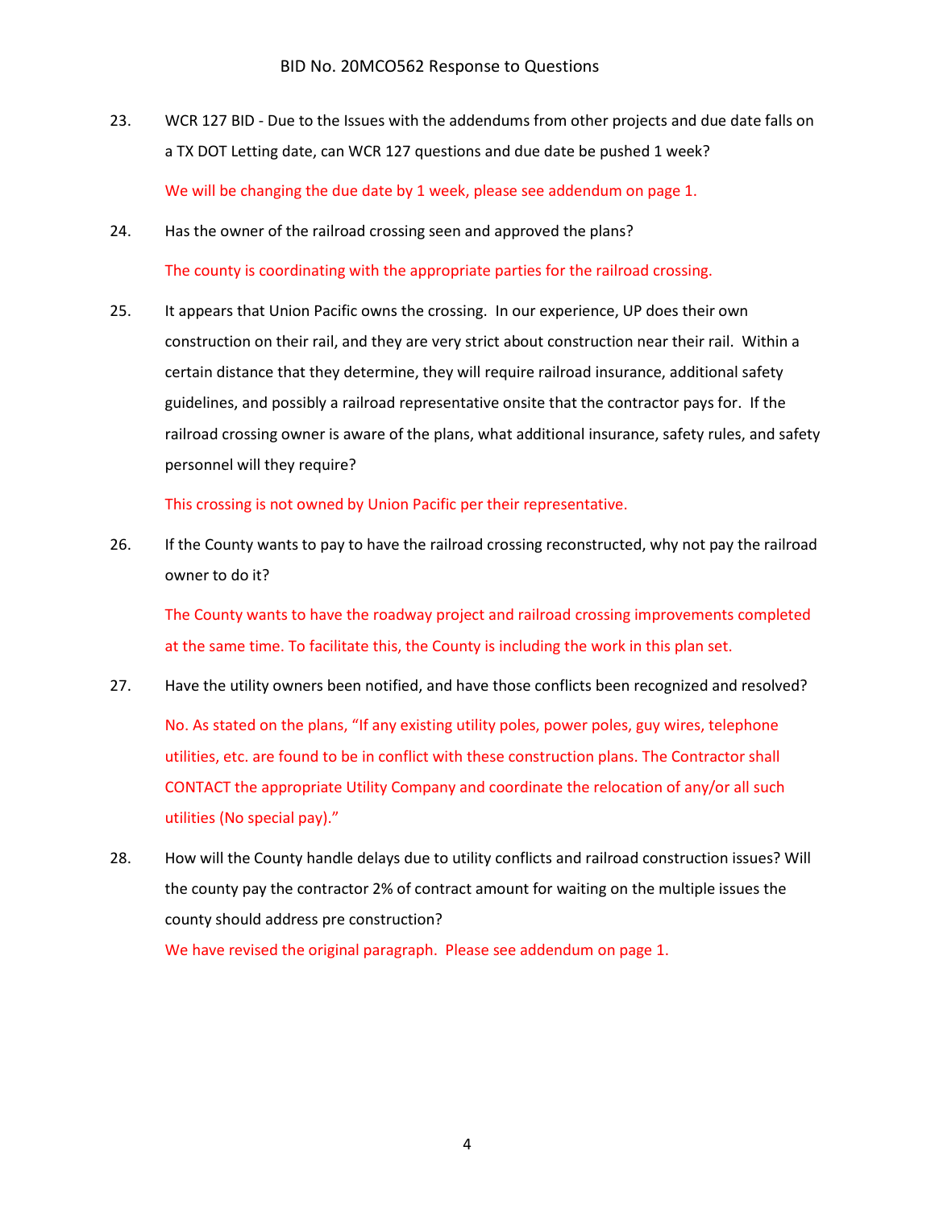23. WCR 127 BID - Due to the Issues with the addendums from other projects and due date falls on a TX DOT Letting date, can WCR 127 questions and due date be pushed 1 week?

    We will be changing the due date by 1 week, please see addendum on page 1.

24. Has the owner of the railroad crossing seen and approved the plans?

    The county is coordinating with the appropriate parties for the railroad crossing.

25. It appears that Union Pacific owns the crossing. In our experience, UP does their own construction on their rail, and they are very strict about construction near their rail. Within a certain distance that they determine, they will require railroad insurance, additional safety guidelines, and possibly a railroad representative onsite that the contractor pays for. If the railroad crossing owner is aware of the plans, what additional insurance, safety rules, and safety personnel will they require?

    This crossing is not owned by Union Pacific per their representative.

26. If the County wants to pay to have the railroad crossing reconstructed, why not pay the railroad owner to do it?

    The County wants to have the roadway project and railroad crossing improvements completed at the same time. To facilitate this, the County is including the work in this plan set.

27. Have the utility owners been notified, and have those conflicts been recognized and resolved?

    No. As stated on the plans, "If any existing utility poles, power poles, guy wires, telephone utilities, etc. are found to be in conflict with these construction plans. The Contractor shall CONTACT the appropriate Utility Company and coordinate the relocation of any/or all such utilities (No special pay)."

28. How will the County handle delays due to utility conflicts and railroad construction issues? Will the county pay the contractor 2% of contract amount for waiting on the multiple issues the county should address pre construction?

    We have revised the original paragraph. Please see addendum on page 1.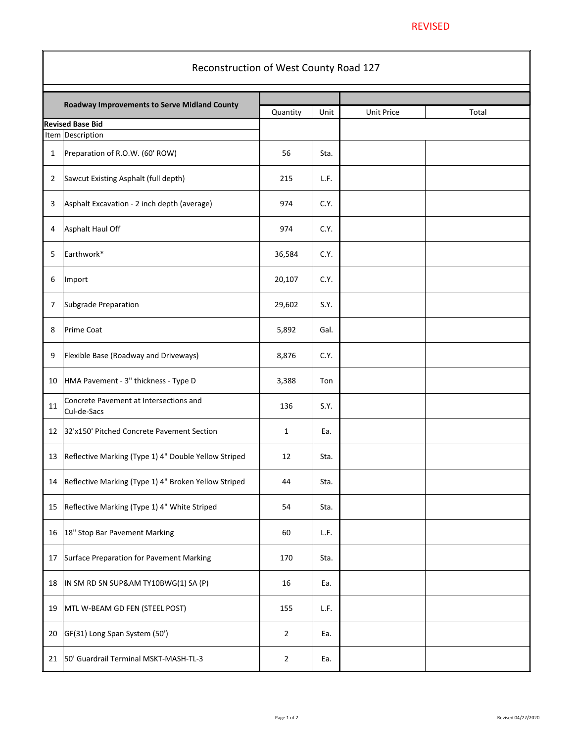REVISED

# Reconstruction of West County Road 127

| Roadway Improvements to Serve Midland County | | Quantity | Unit | Unit Price | Total |
|---|---|---|---|---|---|
| **Revised Base Bid** | | | | | |
| Item | Description | | | | |
| 1 | Preparation of R.O.W. (60' ROW) | 56 | Sta. | | |
| 2 | Sawcut Existing Asphalt (full depth) | 215 | L.F. | | |
| 3 | Asphalt Excavation - 2 inch depth (average) | 974 | C.Y. | | |
| 4 | Asphalt Haul Off | 974 | C.Y. | | |
| 5 | Earthwork* | 36,584 | C.Y. | | |
| 6 | Import | 20,107 | C.Y. | | |
| 7 | Subgrade Preparation | 29,602 | S.Y. | | |
| 8 | Prime Coat | 5,892 | Gal. | | |
| 9 | Flexible Base (Roadway and Driveways) | 8,876 | C.Y. | | |
| 10 | HMA Pavement - 3" thickness - Type D | 3,388 | Ton | | |
| 11 | Concrete Pavement at Intersections and Cul-de-Sacs | 136 | S.Y. | | |
| 12 | 32'x150' Pitched Concrete Pavement Section | 1 | Ea. | | |
| 13 | Reflective Marking (Type 1) 4" Double Yellow Striped | 12 | Sta. | | |
| 14 | Reflective Marking (Type 1) 4" Broken Yellow Striped | 44 | Sta. | | |
| 15 | Reflective Marking (Type 1) 4" White Striped | 54 | Sta. | | |
| 16 | 18" Stop Bar Pavement Marking | 60 | L.F. | | |
| 17 | Surface Preparation for Pavement Marking | 170 | Sta. | | |
| 18 | IN SM RD SN SUP&AM TY10BWG(1) SA (P) | 16 | Ea. | | |
| 19 | MTL W-BEAM GD FEN (STEEL POST) | 155 | L.F. | | |
| 20 | GF(31) Long Span System (50') | 2 | Ea. | | |
| 21 | 50' Guardrail Terminal MSKT-MASH-TL-3 | 2 | Ea. | | |

Revised 04/27/2020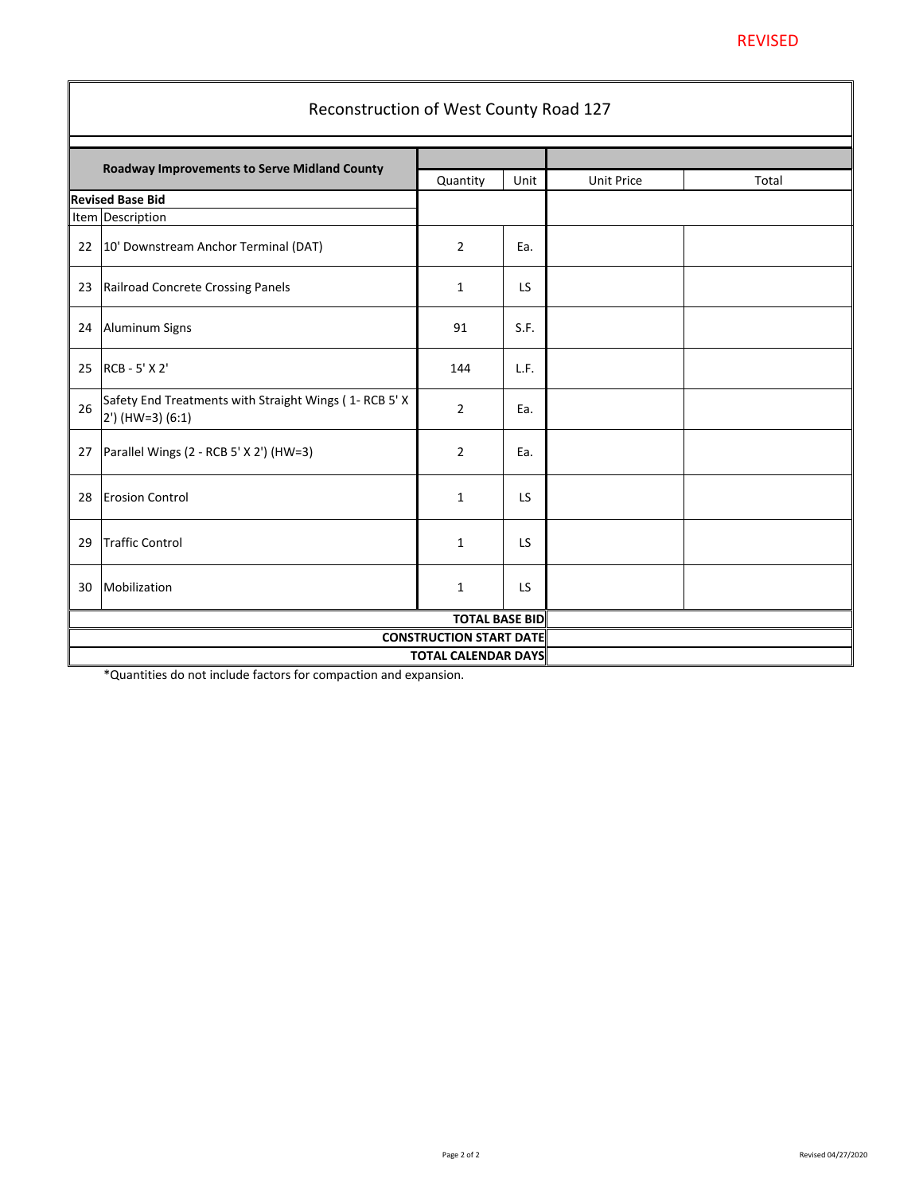REVISED

# Reconstruction of West County Road 127

| Roadway Improvements to Serve Midland County | | Quantity | Unit | Unit Price | Total |
|---|---|---|---|---|---|
| **Revised Base Bid** | | | | | |
| Item | Description | | | | |
| 22 | 10' Downstream Anchor Terminal (DAT) | 2 | Ea. | | |
| 23 | Railroad Concrete Crossing Panels | 1 | LS | | |
| 24 | Aluminum Signs | 91 | S.F. | | |
| 25 | RCB - 5' X 2' | 144 | L.F. | | |
| 26 | Safety End Treatments with Straight Wings ( 1- RCB 5' X 2') (HW=3) (6:1) | 2 | Ea. | | |
| 27 | Parallel Wings (2 - RCB 5' X 2') (HW=3) | 2 | Ea. | | |
| 28 | Erosion Control | 1 | LS | | |
| 29 | Traffic Control | 1 | LS | | |
| 30 | Mobilization | 1 | LS | | |
| | | | **TOTAL BASE BID** | | |
| | | | **CONSTRUCTION START DATE** | | |
| | | | **TOTAL CALENDAR DAYS** | | |

*Quantities do not include factors for compaction and expansion.

Revised 04/27/2020